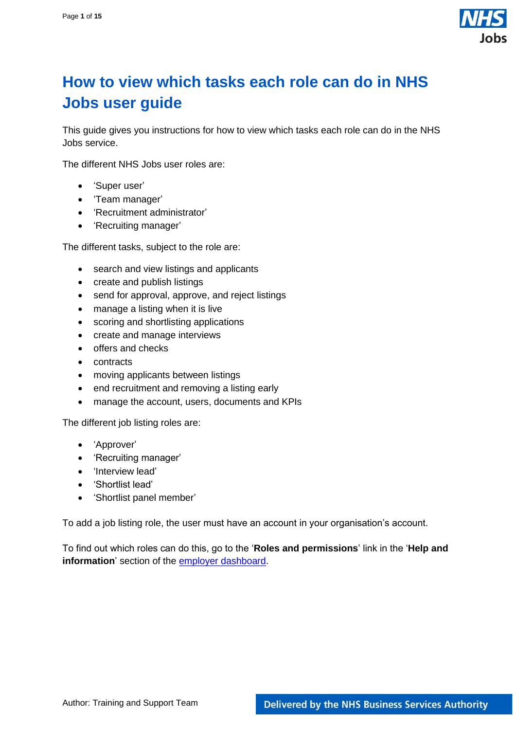# How to view which tasks each role can do in NHS Jobs user guide

This guide gives you instructions for how to view which tasks each role can do in the NHS Jobs service.

The different NHS Jobs user roles are:

- 'Super user'
- 'Team manager'
- 'Recruitment administrator'
- 'Recruiting manager'

The different tasks, subject to the role are:

- search and view listings and applicants
- create and publish listings
- send for approval, approve, and reject listings
- manage a listing when it is live
- scoring and shortlisting applications
- create and manage interviews
- offers and checks
- contracts
- moving applicants between listings
- end recruitment and removing a listing early
- manage the account, users, documents and KPIs

The different job listing roles are:

- 'Approver'
- 'Recruiting manager'
- 'Interview lead'
- 'Shortlist lead'
- 'Shortlist panel member'

To add a job listing role, the user must have an account in your organisation's account.

To find out which roles can do this, go to the '**Roles and permissions**' link in the '**Help and information**' section of the [employer dashboard].

Author: Training and Support Team

Delivered by the NHS Business Services Authority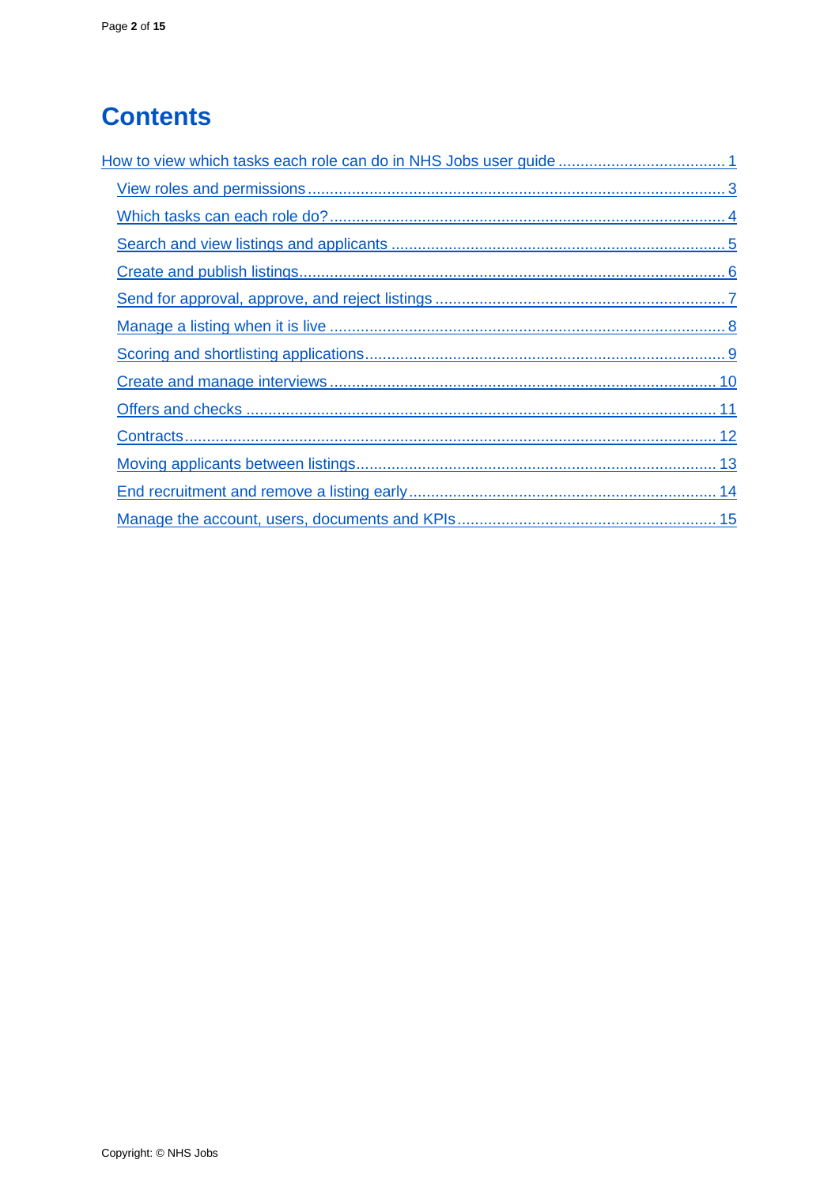# Contents

- How to view which tasks each role can do in NHS Jobs user guide ..................................... 1
  - View roles and permissions ............................................................................................ 3
  - Which tasks can each role do? ........................................................................................ 4
  - Search and view listings and applicants ........................................................................... 5
  - Create and publish listings ................................................................................................ 6
  - Send for approval, approve, and reject listings ................................................................. 7
  - Manage a listing when it is live ......................................................................................... 8
  - Scoring and shortlisting applications ................................................................................. 9
  - Create and manage interviews ....................................................................................... 10
  - Offers and checks .......................................................................................................... 11
  - Contracts ........................................................................................................................ 12
  - Moving applicants between listings ................................................................................. 13
  - End recruitment and remove a listing early ..................................................................... 14
  - Manage the account, users, documents and KPIs .......................................................... 15

Copyright: © NHS Jobs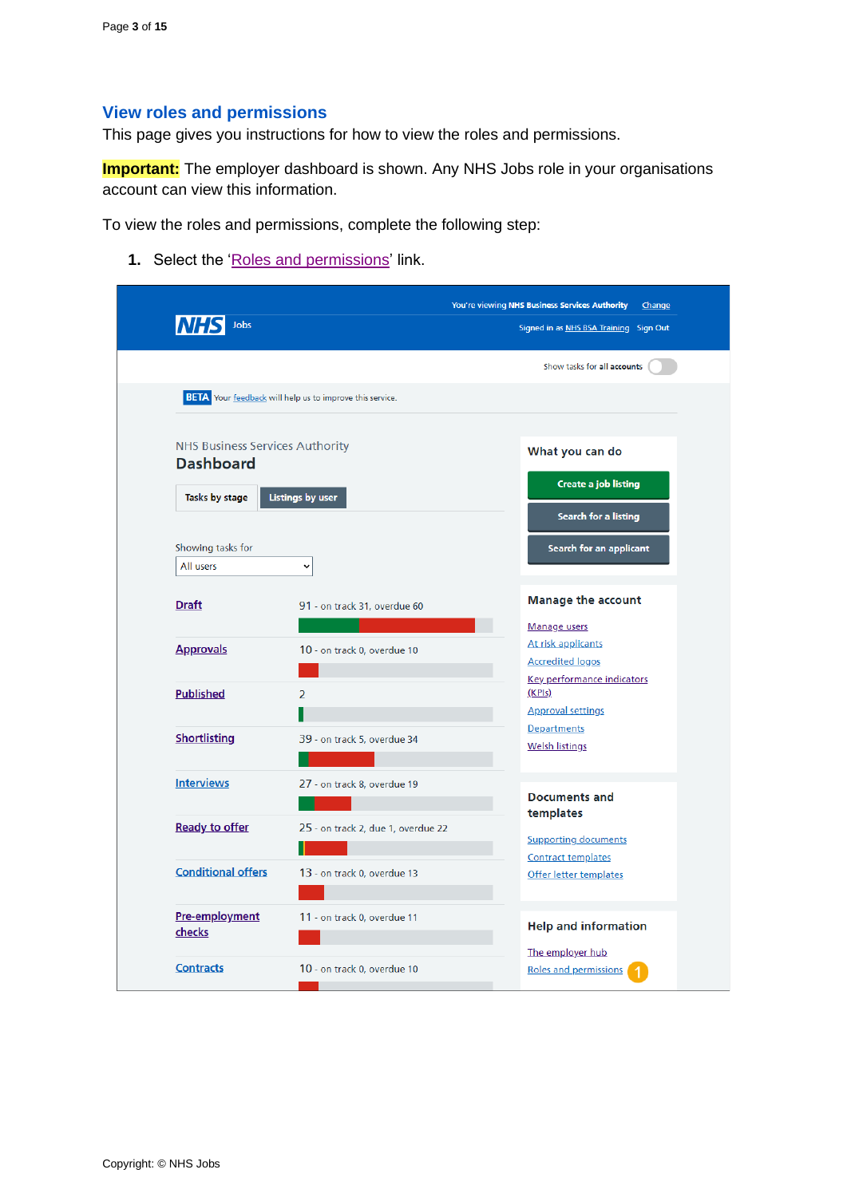## View roles and permissions

This page gives you instructions for how to view the roles and permissions.

**Important:** The employer dashboard is shown. Any NHS Jobs role in your organisations account can view this information.

To view the roles and permissions, complete the following step:

1. Select the 'Roles and permissions' link.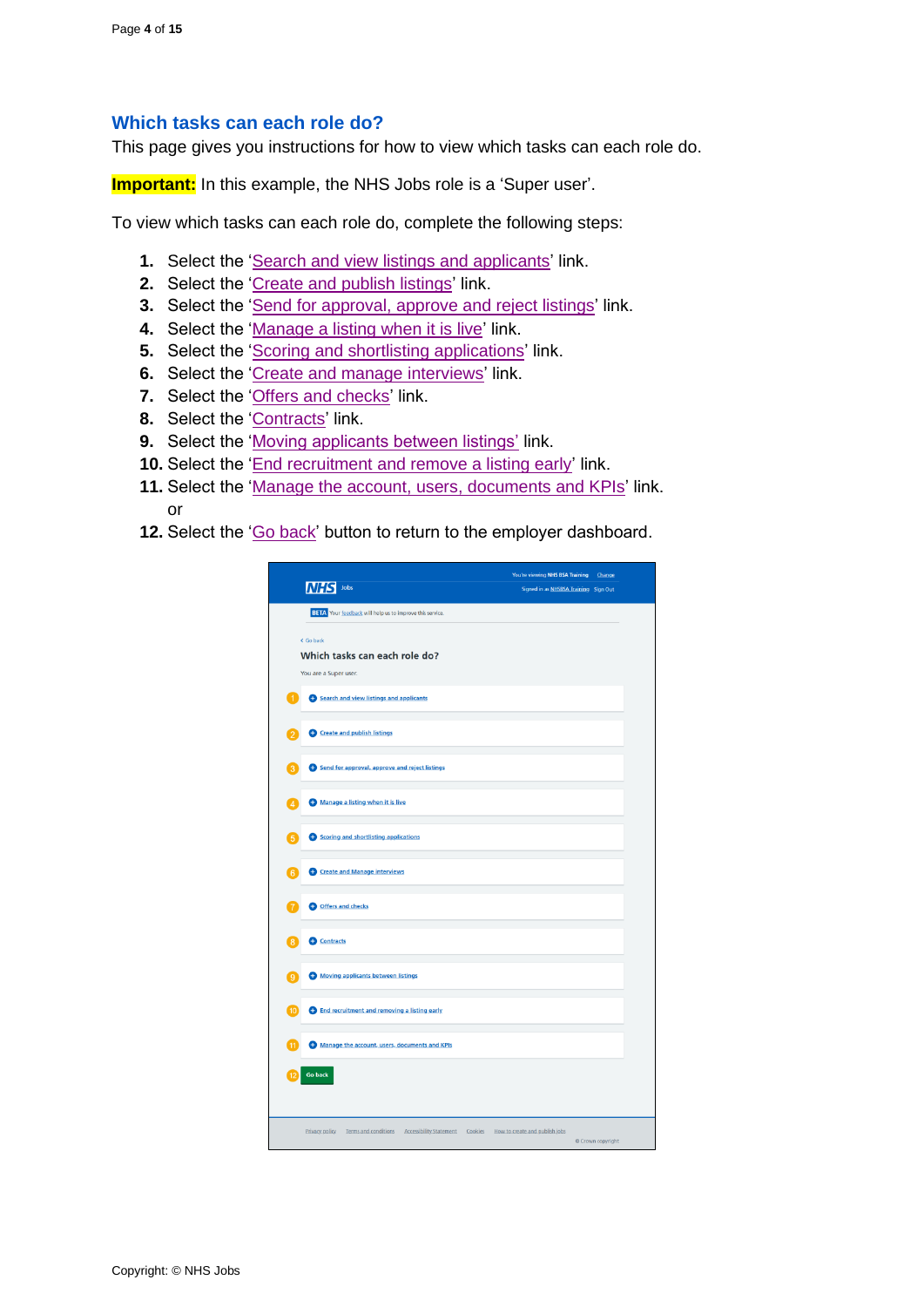## Which tasks can each role do?

This page gives you instructions for how to view which tasks can each role do.

**Important:** In this example, the NHS Jobs role is a 'Super user'.

To view which tasks can each role do, complete the following steps:

1. Select the 'Search and view listings and applicants' link.
2. Select the 'Create and publish listings' link.
3. Select the 'Send for approval, approve and reject listings' link.
4. Select the 'Manage a listing when it is live' link.
5. Select the 'Scoring and shortlisting applications' link.
6. Select the 'Create and manage interviews' link.
7. Select the 'Offers and checks' link.
8. Select the 'Contracts' link.
9. Select the 'Moving applicants between listings' link.
10. Select the 'End recruitment and remove a listing early' link.
11. Select the 'Manage the account, users, documents and KPIs' link.
    or
12. Select the 'Go back' button to return to the employer dashboard.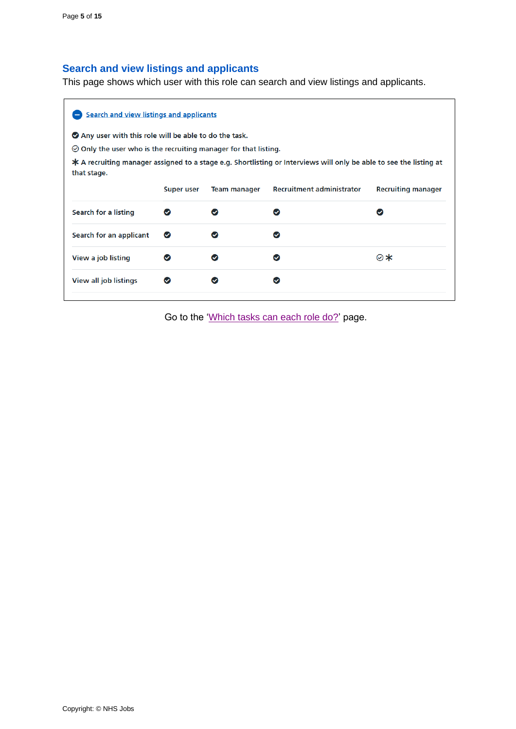## Search and view listings and applicants

This page shows which user with this role can search and view listings and applicants.

**Search and view listings and applicants**

✔ Any user with this role will be able to do the task.

✓ Only the user who is the recruiting manager for that listing.

✱ A recruiting manager assigned to a stage e.g. Shortlisting or Interviews will only be able to see the listing at that stage.

| | Super user | Team manager | Recruitment administrator | Recruiting manager |
|---|---|---|---|---|
| Search for a listing | ✔ | ✔ | ✔ | ✔ |
| Search for an applicant | ✔ | ✔ | ✔ | |
| View a job listing | ✔ | ✔ | ✔ | ✓ ✱ |
| View all job listings | ✔ | ✔ | ✔ | |

Go to the 'Which tasks can each role do?' page.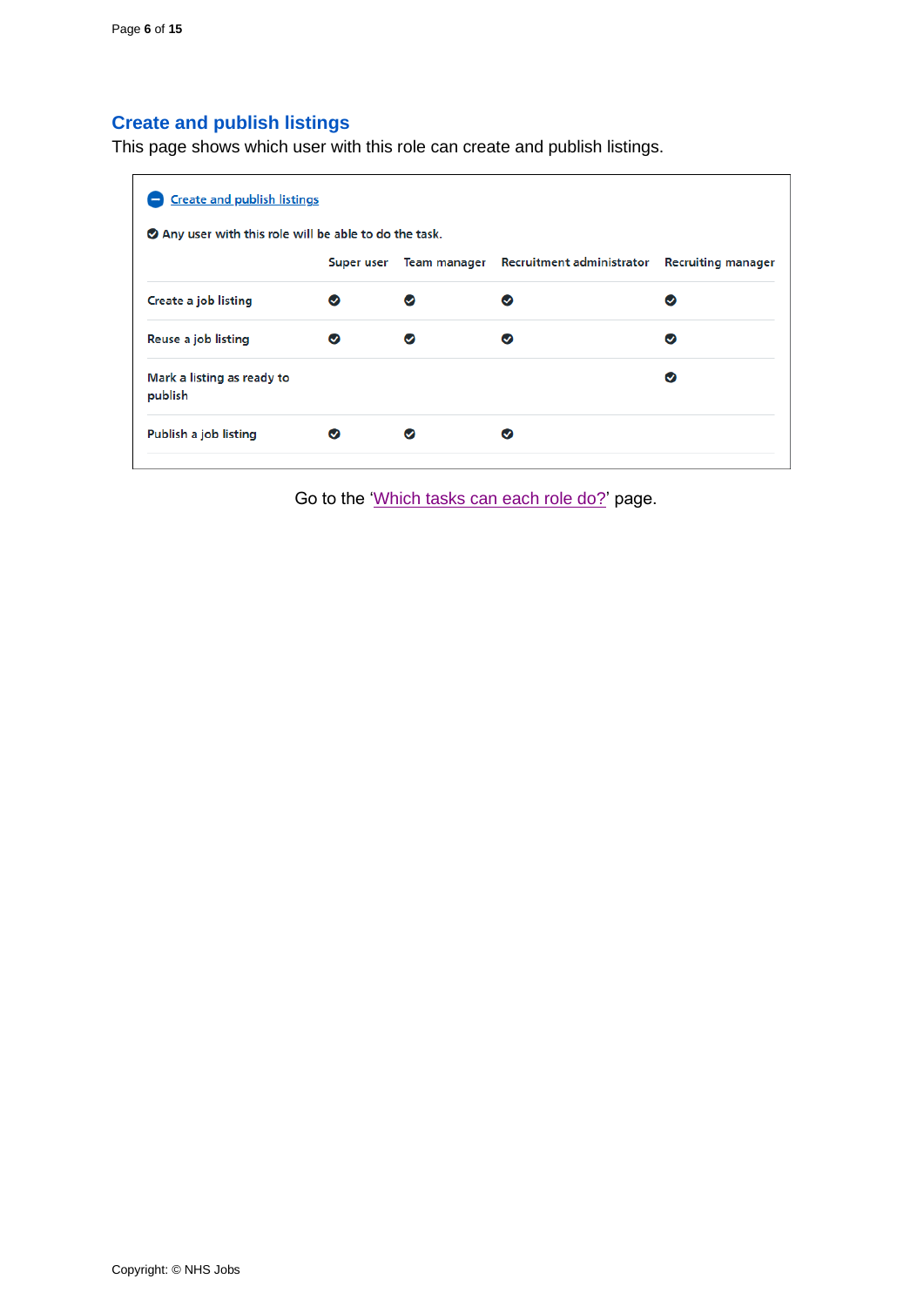## Create and publish listings

This page shows which user with this role can create and publish listings.

Create and publish listings

✔ Any user with this role will be able to do the task.

| | Super user | Team manager | Recruitment administrator | Recruiting manager |
|---|---|---|---|---|
| Create a job listing | ✔ | ✔ | ✔ | ✔ |
| Reuse a job listing | ✔ | ✔ | ✔ | ✔ |
| Mark a listing as ready to publish | | | | ✔ |
| Publish a job listing | ✔ | ✔ | ✔ | |

Go to the 'Which tasks can each role do?' page.

Copyright: © NHS Jobs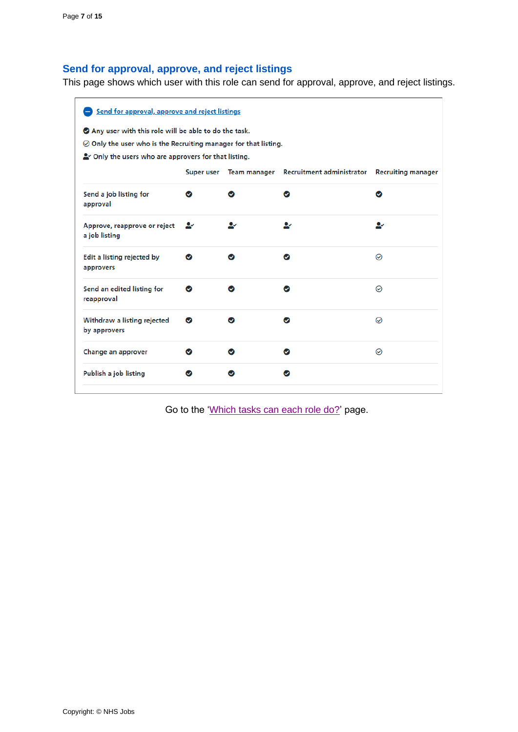## Send for approval, approve, and reject listings

This page shows which user with this role can send for approval, approve, and reject listings.

Send for approval, approve and reject listings

- ✔ Any user with this role will be able to do the task.
- ☑ Only the user who is the Recruiting manager for that listing.
- 👤✓ Only the users who are approvers for that listing.

| | Super user | Team manager | Recruitment administrator | Recruiting manager |
|---|---|---|---|---|
| Send a job listing for approval | ✔ | ✔ | ✔ | ✔ |
| Approve, reapprove or reject a job listing | 👤✓ | 👤✓ | 👤✓ | 👤✓ |
| Edit a listing rejected by approvers | ✔ | ✔ | ✔ | ☑ |
| Send an edited listing for reapproval | ✔ | ✔ | ✔ | ☑ |
| Withdraw a listing rejected by approvers | ✔ | ✔ | ✔ | ☑ |
| Change an approver | ✔ | ✔ | ✔ | ☑ |
| Publish a job listing | ✔ | ✔ | ✔ | |

Go to the 'Which tasks can each role do?' page.

Copyright: © NHS Jobs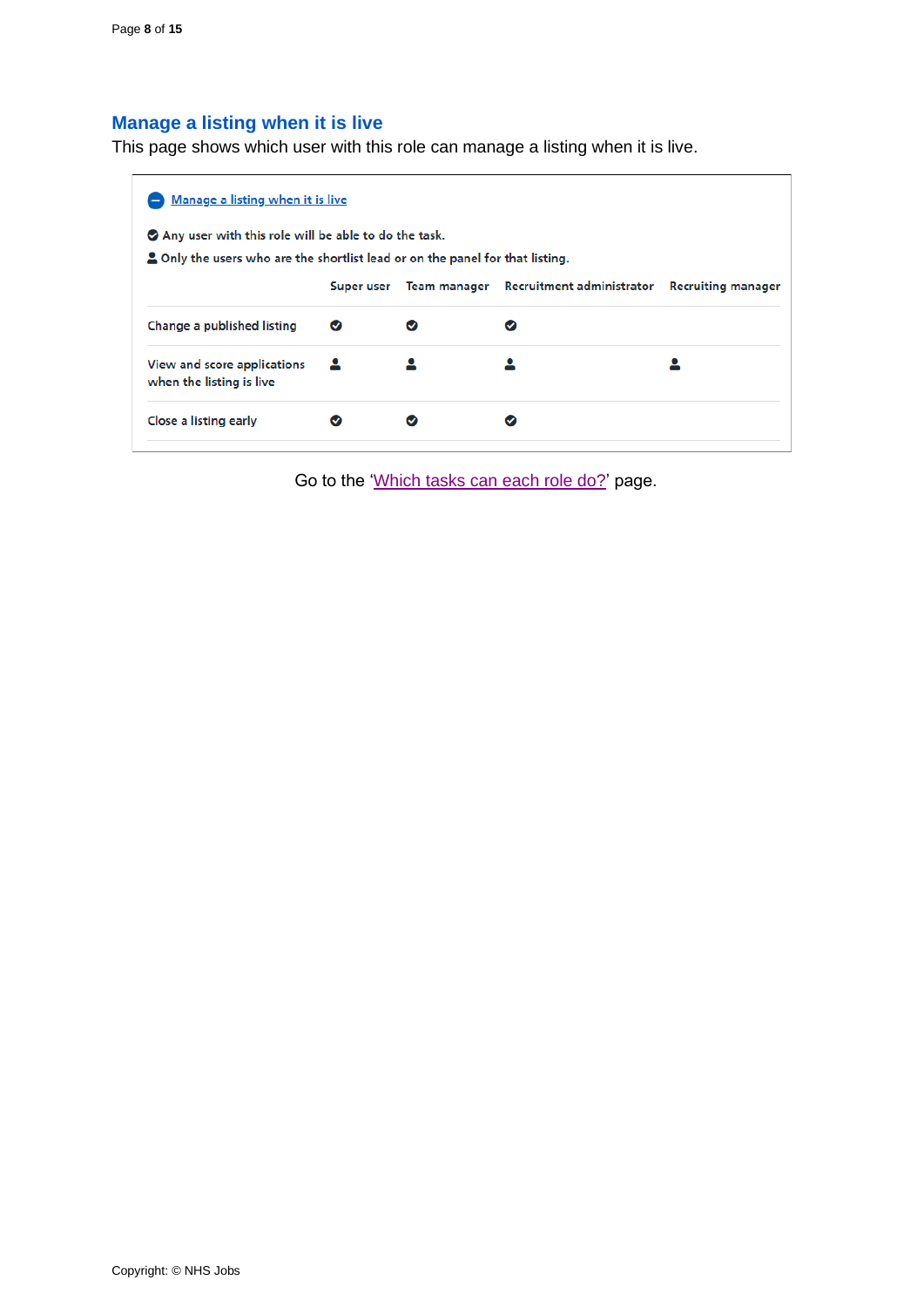## Manage a listing when it is live

This page shows which user with this role can manage a listing when it is live.

Manage a listing when it is live

✔ Any user with this role will be able to do the task.

👤 Only the users who are the shortlist lead or on the panel for that listing.

| | Super user | Team manager | Recruitment administrator | Recruiting manager |
|---|---|---|---|---|
| Change a published listing | ✔ | ✔ | ✔ | |
| View and score applications when the listing is live | 👤 | 👤 | 👤 | 👤 |
| Close a listing early | ✔ | ✔ | ✔ | |

Go to the 'Which tasks can each role do?' page.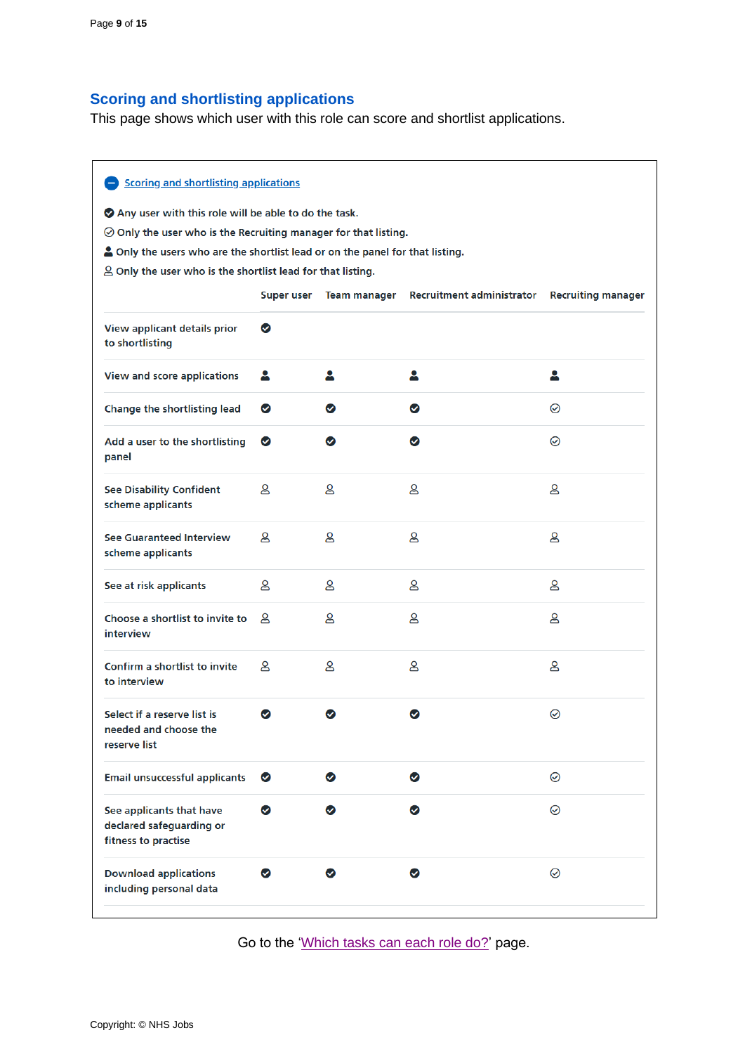## Scoring and shortlisting applications

This page shows which user with this role can score and shortlist applications.

Scoring and shortlisting applications

✔ Any user with this role will be able to do the task.

☑ Only the user who is the Recruiting manager for that listing.

👤 Only the users who are the shortlist lead or on the panel for that listing.

👤 Only the user who is the shortlist lead for that listing.

| | Super user | Team manager | Recruitment administrator | Recruiting manager |
|---|---|---|---|---|
| View applicant details prior to shortlisting | ✔ | | | |
| View and score applications | 👤 (shortlist lead or panel) | 👤 (shortlist lead or panel) | 👤 (shortlist lead or panel) | 👤 (shortlist lead or panel) |
| Change the shortlisting lead | ✔ | ✔ | ✔ | ☑ |
| Add a user to the shortlisting panel | ✔ | ✔ | ✔ | ☑ |
| See Disability Confident scheme applicants | 👤 (shortlist lead) | 👤 (shortlist lead) | 👤 (shortlist lead) | 👤 (shortlist lead) |
| See Guaranteed Interview scheme applicants | 👤 (shortlist lead) | 👤 (shortlist lead) | 👤 (shortlist lead) | 👤 (shortlist lead) |
| See at risk applicants | 👤 (shortlist lead) | 👤 (shortlist lead) | 👤 (shortlist lead) | 👤 (shortlist lead) |
| Choose a shortlist to invite to interview | 👤 (shortlist lead) | 👤 (shortlist lead) | 👤 (shortlist lead) | 👤 (shortlist lead) |
| Confirm a shortlist to invite to interview | 👤 (shortlist lead) | 👤 (shortlist lead) | 👤 (shortlist lead) | 👤 (shortlist lead) |
| Select if a reserve list is needed and choose the reserve list | ✔ | ✔ | ✔ | ☑ |
| Email unsuccessful applicants | ✔ | ✔ | ✔ | ☑ |
| See applicants that have declared safeguarding or fitness to practise | ✔ | ✔ | ✔ | ☑ |
| Download applications including personal data | ✔ | ✔ | ✔ | ☑ |

Go to the 'Which tasks can each role do?' page.

Copyright: © NHS Jobs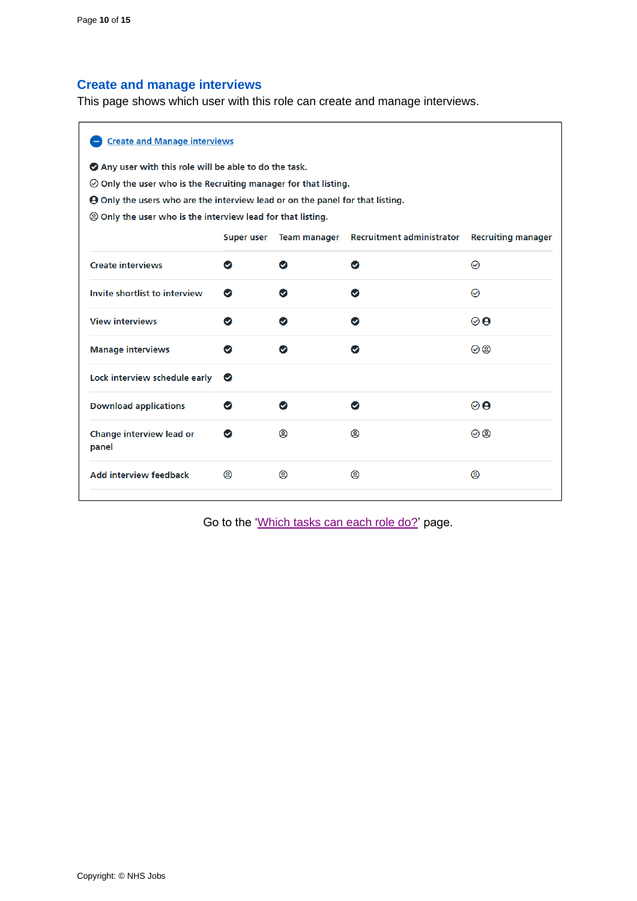## Create and manage interviews

This page shows which user with this role can create and manage interviews.

**Create and Manage interviews**

- ✔ (filled) Any user with this role will be able to do the task.
- ✔ (outline) Only the user who is the Recruiting manager for that listing.
- 👤 (filled) Only the users who are the interview lead or on the panel for that listing.
- 👤 (outline) Only the user who is the interview lead for that listing.

| | Super user | Team manager | Recruitment administrator | Recruiting manager |
|---|---|---|---|---|
| Create interviews | ✔ (filled) | ✔ (filled) | ✔ (filled) | ✔ (outline) |
| Invite shortlist to interview | ✔ (filled) | ✔ (filled) | ✔ (filled) | ✔ (outline) |
| View interviews | ✔ (filled) | ✔ (filled) | ✔ (filled) | ✔ (outline) 👤 (filled) |
| Manage interviews | ✔ (filled) | ✔ (filled) | ✔ (filled) | ✔ (outline) 👤 (outline) |
| Lock interview schedule early | ✔ (filled) | | | |
| Download applications | ✔ (filled) | ✔ (filled) | ✔ (filled) | ✔ (outline) 👤 (filled) |
| Change interview lead or panel | ✔ (filled) | 👤 (outline) | 👤 (outline) | ✔ (outline) 👤 (outline) |
| Add interview feedback | 👤 (outline) | 👤 (outline) | 👤 (outline) | 👤 (outline) |

Go to the 'Which tasks can each role do?' page.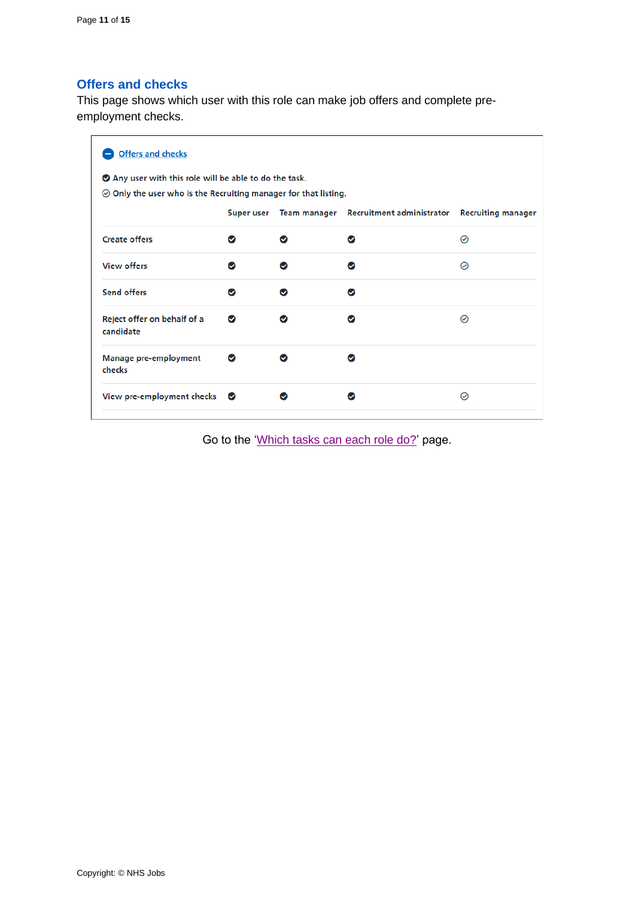## Offers and checks

This page shows which user with this role can make job offers and complete pre-employment checks.

**Offers and checks**

● Any user with this role will be able to do the task.

○ Only the user who is the Recruiting manager for that listing.

| | Super user | Team manager | Recruitment administrator | Recruiting manager |
|---|---|---|---|---|
| Create offers | ● | ● | ● | ○ |
| View offers | ● | ● | ● | ○ |
| Send offers | ● | ● | ● | |
| Reject offer on behalf of a candidate | ● | ● | ● | ○ |
| Manage pre-employment checks | ● | ● | ● | |
| View pre-employment checks | ● | ● | ● | ○ |

Go to the ‘Which tasks can each role do?’ page.

Copyright: © NHS Jobs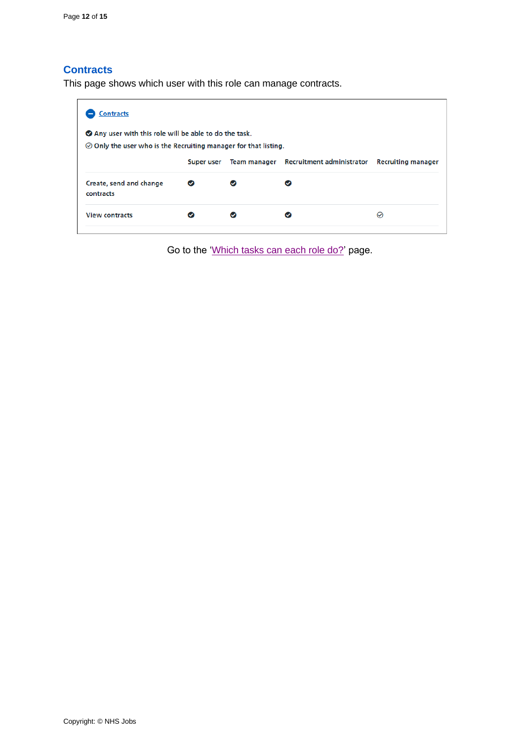## Contracts

This page shows which user with this role can manage contracts.

**Contracts**

✔ Any user with this role will be able to do the task.

○ Only the user who is the Recruiting manager for that listing.

| | Super user | Team manager | Recruitment administrator | Recruiting manager |
|---|---|---|---|---|
| Create, send and change contracts | ✔ | ✔ | ✔ | |
| View contracts | ✔ | ✔ | ✔ | ○ |

Go to the 'Which tasks can each role do?' page.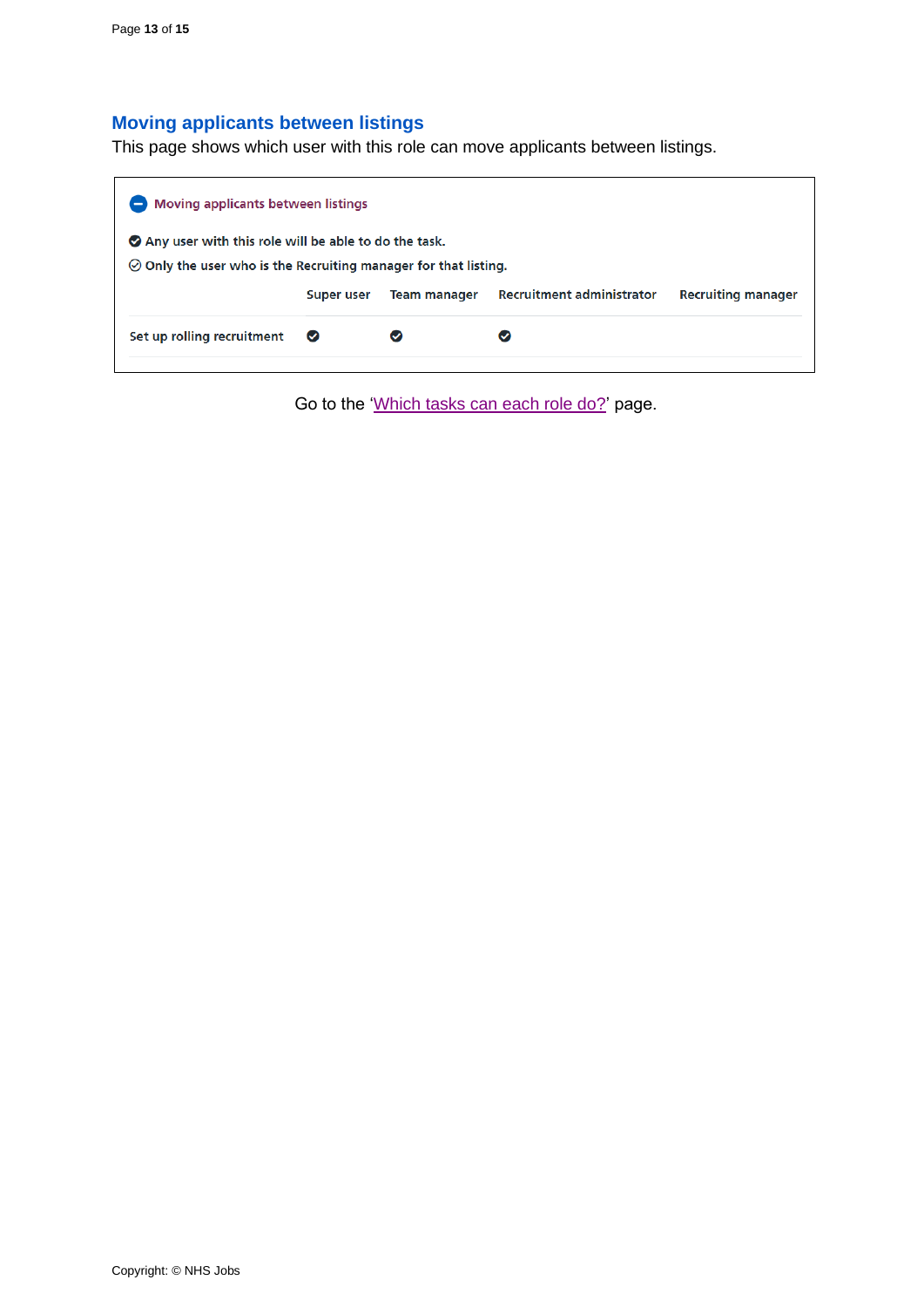## Moving applicants between listings

This page shows which user with this role can move applicants between listings.

**Moving applicants between listings**

✔ Any user with this role will be able to do the task.

✓ Only the user who is the Recruiting manager for that listing.

| | Super user | Team manager | Recruitment administrator | Recruiting manager |
|---|---|---|---|---|
| Set up rolling recruitment | ✔ | ✔ | ✔ | |

Go to the '[Which tasks can each role do?](#)' page.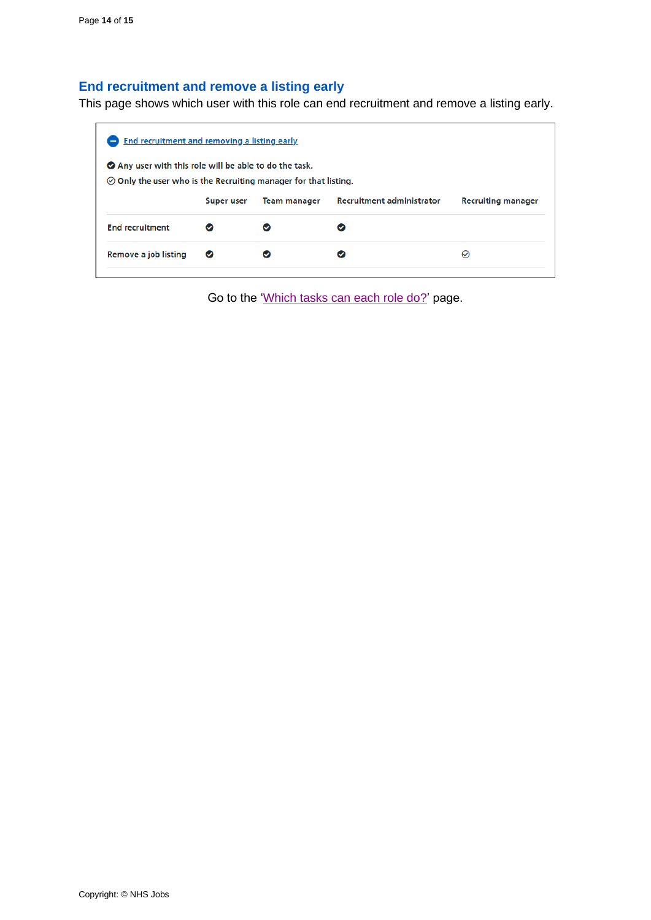## End recruitment and remove a listing early

This page shows which user with this role can end recruitment and remove a listing early.

End recruitment and removing a listing early

✔ Any user with this role will be able to do the task.

○ Only the user who is the Recruiting manager for that listing.

| | Super user | Team manager | Recruitment administrator | Recruiting manager |
|---|---|---|---|---|
| End recruitment | ✔ | ✔ | ✔ | |
| Remove a job listing | ✔ | ✔ | ✔ | ○ |

Go to the 'Which tasks can each role do?' page.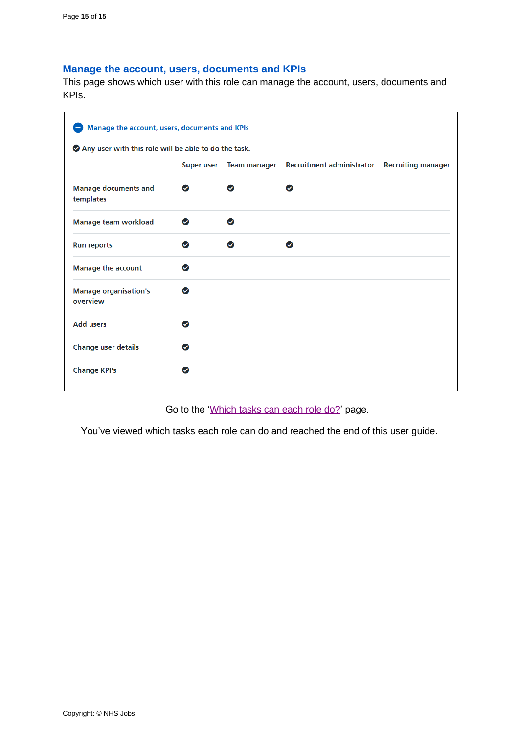## Manage the account, users, documents and KPIs

This page shows which user with this role can manage the account, users, documents and KPIs.

**Manage the account, users, documents and KPIs**

✔ Any user with this role will be able to do the task.

| | Super user | Team manager | Recruitment administrator | Recruiting manager |
|---|---|---|---|---|
| Manage documents and templates | ✔ | ✔ | ✔ | |
| Manage team workload | ✔ | ✔ | | |
| Run reports | ✔ | ✔ | ✔ | |
| Manage the account | ✔ | | | |
| Manage organisation's overview | ✔ | | | |
| Add users | ✔ | | | |
| Change user details | ✔ | | | |
| Change KPI's | ✔ | | | |

Go to the 'Which tasks can each role do?' page.

You've viewed which tasks each role can do and reached the end of this user guide.

Copyright: © NHS Jobs